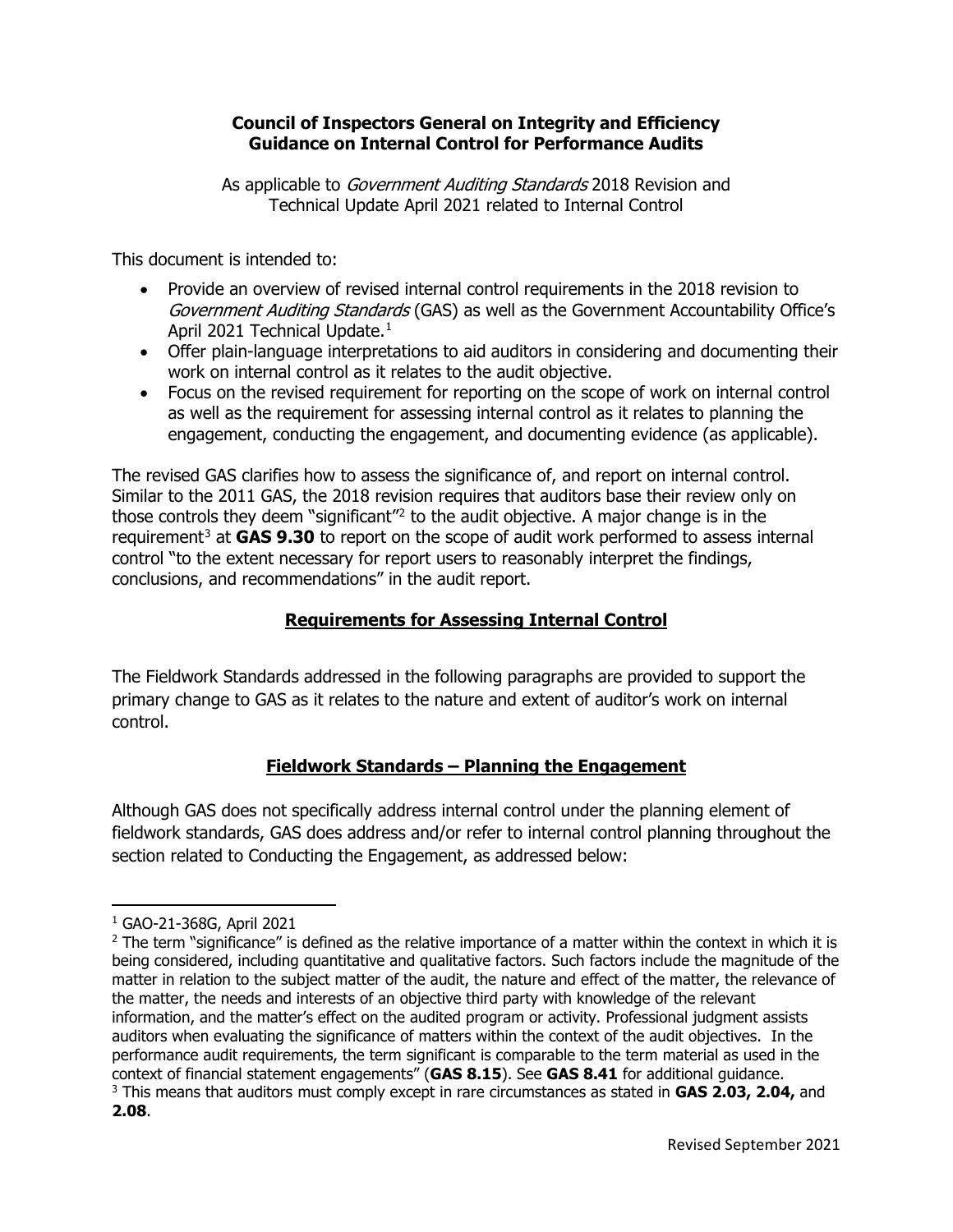**Council of Inspectors General on Integrity and Efficiency**
**Guidance on Internal Control for Performance Audits**

As applicable to *Government Auditing Standards* 2018 Revision and Technical Update April 2021 related to Internal Control

This document is intended to:

- Provide an overview of revised internal control requirements in the 2018 revision to *Government Auditing Standards* (GAS) as well as the Government Accountability Office's April 2021 Technical Update.[1]
- Offer plain-language interpretations to aid auditors in considering and documenting their work on internal control as it relates to the audit objective.
- Focus on the revised requirement for reporting on the scope of work on internal control as well as the requirement for assessing internal control as it relates to planning the engagement, conducting the engagement, and documenting evidence (as applicable).

The revised GAS clarifies how to assess the significance of, and report on internal control. Similar to the 2011 GAS, the 2018 revision requires that auditors base their review only on those controls they deem "significant"[2] to the audit objective. A major change is in the requirement[3] at **GAS 9.30** to report on the scope of audit work performed to assess internal control "to the extent necessary for report users to reasonably interpret the findings, conclusions, and recommendations" in the audit report.

## Requirements for Assessing Internal Control

The Fieldwork Standards addressed in the following paragraphs are provided to support the primary change to GAS as it relates to the nature and extent of auditor's work on internal control.

## Fieldwork Standards – Planning the Engagement

Although GAS does not specifically address internal control under the planning element of fieldwork standards, GAS does address and/or refer to internal control planning throughout the section related to Conducting the Engagement, as addressed below:

---

[1] GAO-21-368G, April 2021

[2] The term "significance" is defined as the relative importance of a matter within the context in which it is being considered, including quantitative and qualitative factors. Such factors include the magnitude of the matter in relation to the subject matter of the audit, the nature and effect of the matter, the relevance of the matter, the needs and interests of an objective third party with knowledge of the relevant information, and the matter's effect on the audited program or activity. Professional judgment assists auditors when evaluating the significance of matters within the context of the audit objectives. In the performance audit requirements, the term significant is comparable to the term material as used in the context of financial statement engagements" (**GAS 8.15**). See **GAS 8.41** for additional guidance.

[3] This means that auditors must comply except in rare circumstances as stated in **GAS 2.03, 2.04,** and **2.08**.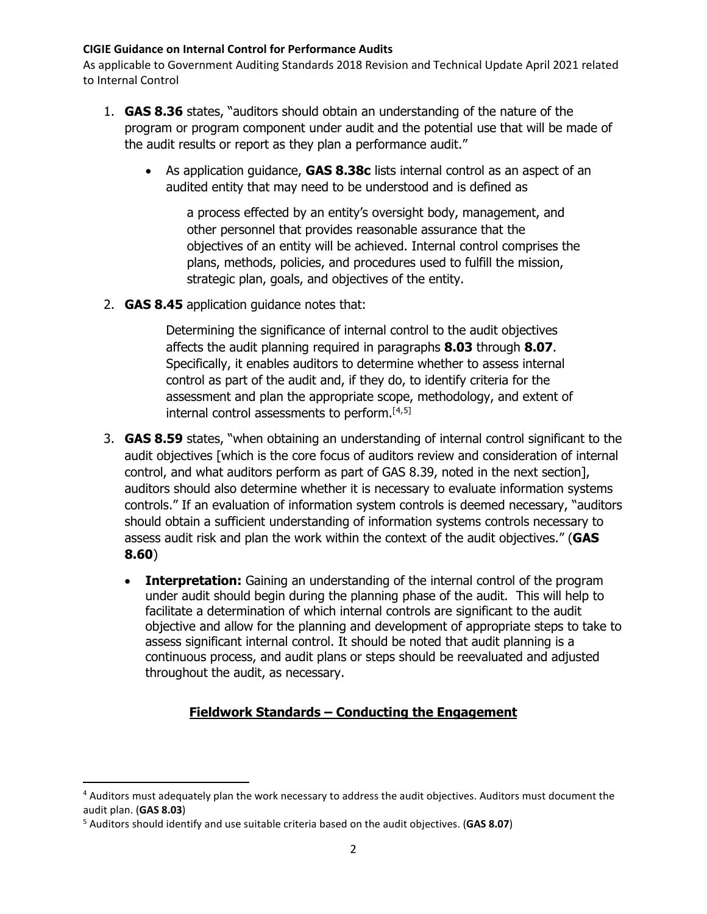1. **GAS 8.36** states, "auditors should obtain an understanding of the nature of the program or program component under audit and the potential use that will be made of the audit results or report as they plan a performance audit."

   - As application guidance, **GAS 8.38c** lists internal control as an aspect of an audited entity that may need to be understood and is defined as

     > a process effected by an entity's oversight body, management, and other personnel that provides reasonable assurance that the objectives of an entity will be achieved. Internal control comprises the plans, methods, policies, and procedures used to fulfill the mission, strategic plan, goals, and objectives of the entity.

2. **GAS 8.45** application guidance notes that:

   > Determining the significance of internal control to the audit objectives affects the audit planning required in paragraphs **8.03** through **8.07**. Specifically, it enables auditors to determine whether to assess internal control as part of the audit and, if they do, to identify criteria for the assessment and plan the appropriate scope, methodology, and extent of internal control assessments to perform.[4,5]

3. **GAS 8.59** states, "when obtaining an understanding of internal control significant to the audit objectives [which is the core focus of auditors review and consideration of internal control, and what auditors perform as part of GAS 8.39, noted in the next section], auditors should also determine whether it is necessary to evaluate information systems controls." If an evaluation of information system controls is deemed necessary, "auditors should obtain a sufficient understanding of information systems controls necessary to assess audit risk and plan the work within the context of the audit objectives." (**GAS 8.60**)

   - **Interpretation:** Gaining an understanding of the internal control of the program under audit should begin during the planning phase of the audit. This will help to facilitate a determination of which internal controls are significant to the audit objective and allow for the planning and development of appropriate steps to take to assess significant internal control. It should be noted that audit planning is a continuous process, and audit plans or steps should be reevaluated and adjusted throughout the audit, as necessary.

## Fieldwork Standards – Conducting the Engagement

[4] Auditors must adequately plan the work necessary to address the audit objectives. Auditors must document the audit plan. (**GAS 8.03**)

[5] Auditors should identify and use suitable criteria based on the audit objectives. (**GAS 8.07**)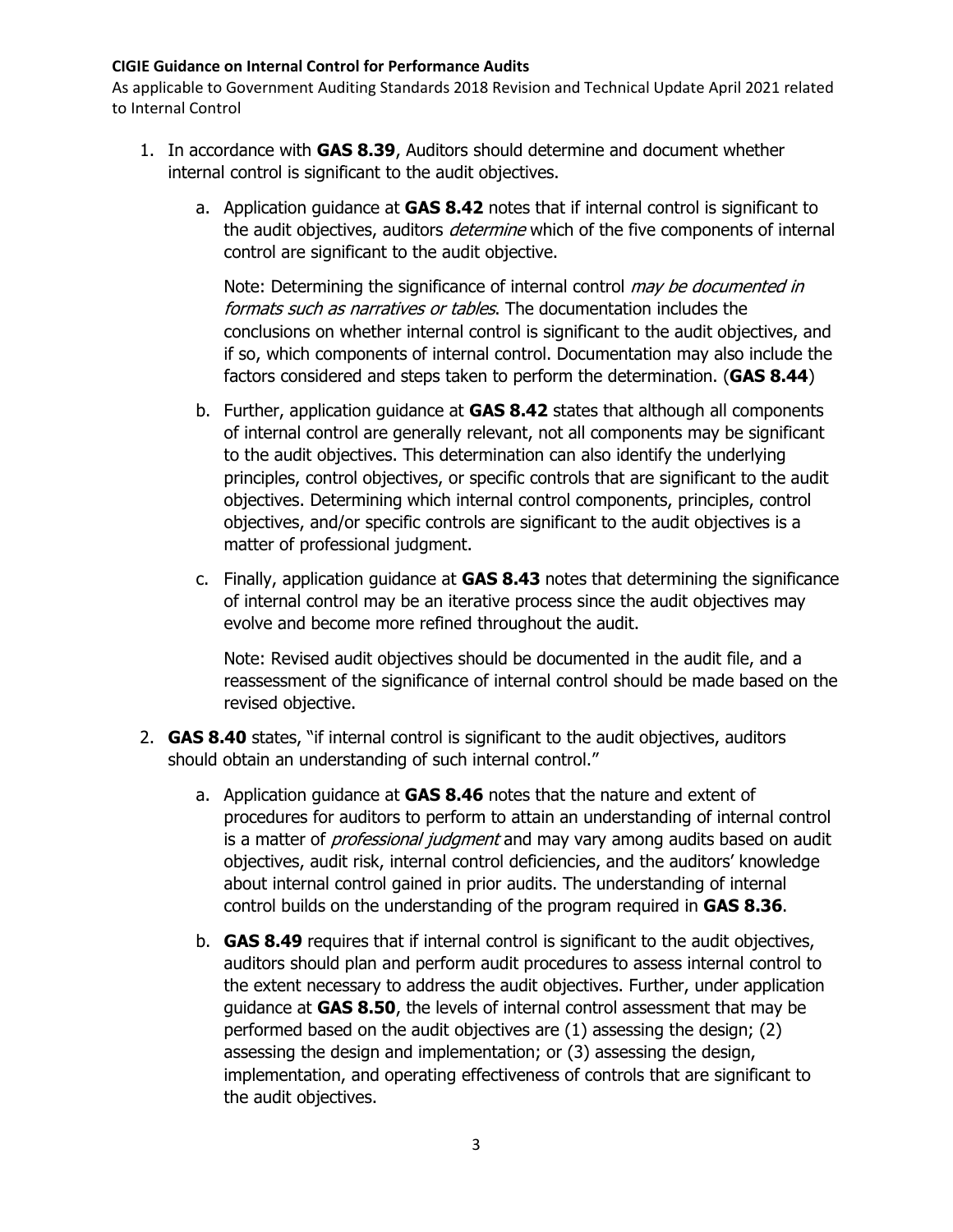**CIGIE Guidance on Internal Control for Performance Audits**
As applicable to Government Auditing Standards 2018 Revision and Technical Update April 2021 related to Internal Control

1. In accordance with **GAS 8.39**, Auditors should determine and document whether internal control is significant to the audit objectives.

    a. Application guidance at **GAS 8.42** notes that if internal control is significant to the audit objectives, auditors *determine* which of the five components of internal control are significant to the audit objective.

    Note: Determining the significance of internal control *may be documented in formats such as narratives or tables*. The documentation includes the conclusions on whether internal control is significant to the audit objectives, and if so, which components of internal control. Documentation may also include the factors considered and steps taken to perform the determination. (**GAS 8.44**)

    b. Further, application guidance at **GAS 8.42** states that although all components of internal control are generally relevant, not all components may be significant to the audit objectives. This determination can also identify the underlying principles, control objectives, or specific controls that are significant to the audit objectives. Determining which internal control components, principles, control objectives, and/or specific controls are significant to the audit objectives is a matter of professional judgment.

    c. Finally, application guidance at **GAS 8.43** notes that determining the significance of internal control may be an iterative process since the audit objectives may evolve and become more refined throughout the audit.

    Note: Revised audit objectives should be documented in the audit file, and a reassessment of the significance of internal control should be made based on the revised objective.

2. **GAS 8.40** states, "if internal control is significant to the audit objectives, auditors should obtain an understanding of such internal control."

    a. Application guidance at **GAS 8.46** notes that the nature and extent of procedures for auditors to perform to attain an understanding of internal control is a matter of *professional judgment* and may vary among audits based on audit objectives, audit risk, internal control deficiencies, and the auditors' knowledge about internal control gained in prior audits. The understanding of internal control builds on the understanding of the program required in **GAS 8.36**.

    b. **GAS 8.49** requires that if internal control is significant to the audit objectives, auditors should plan and perform audit procedures to assess internal control to the extent necessary to address the audit objectives. Further, under application guidance at **GAS 8.50**, the levels of internal control assessment that may be performed based on the audit objectives are (1) assessing the design; (2) assessing the design and implementation; or (3) assessing the design, implementation, and operating effectiveness of controls that are significant to the audit objectives.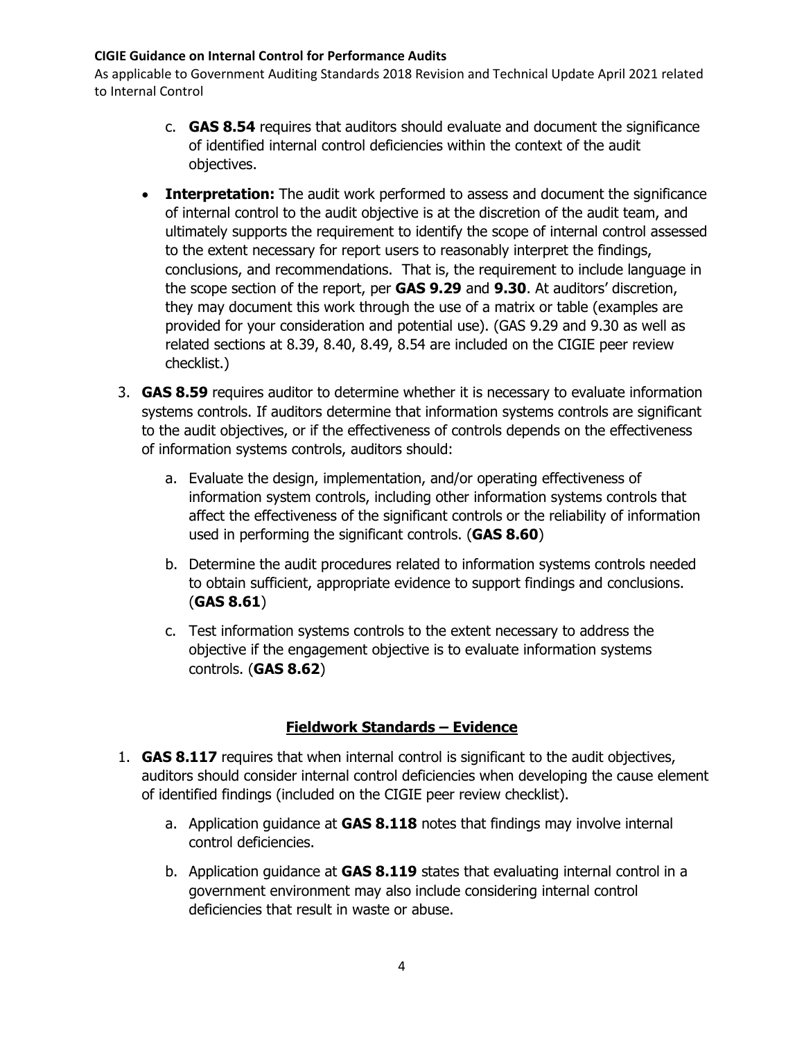c. **GAS 8.54** requires that auditors should evaluate and document the significance of identified internal control deficiencies within the context of the audit objectives.

- **Interpretation:** The audit work performed to assess and document the significance of internal control to the audit objective is at the discretion of the audit team, and ultimately supports the requirement to identify the scope of internal control assessed to the extent necessary for report users to reasonably interpret the findings, conclusions, and recommendations. That is, the requirement to include language in the scope section of the report, per **GAS 9.29** and **9.30**. At auditors' discretion, they may document this work through the use of a matrix or table (examples are provided for your consideration and potential use). (GAS 9.29 and 9.30 as well as related sections at 8.39, 8.40, 8.49, 8.54 are included on the CIGIE peer review checklist.)

3. **GAS 8.59** requires auditor to determine whether it is necessary to evaluate information systems controls. If auditors determine that information systems controls are significant to the audit objectives, or if the effectiveness of controls depends on the effectiveness of information systems controls, auditors should:
   a. Evaluate the design, implementation, and/or operating effectiveness of information system controls, including other information systems controls that affect the effectiveness of the significant controls or the reliability of information used in performing the significant controls. (**GAS 8.60**)
   b. Determine the audit procedures related to information systems controls needed to obtain sufficient, appropriate evidence to support findings and conclusions. (**GAS 8.61**)
   c. Test information systems controls to the extent necessary to address the objective if the engagement objective is to evaluate information systems controls. (**GAS 8.62**)

## Fieldwork Standards – Evidence

1. **GAS 8.117** requires that when internal control is significant to the audit objectives, auditors should consider internal control deficiencies when developing the cause element of identified findings (included on the CIGIE peer review checklist).
   a. Application guidance at **GAS 8.118** notes that findings may involve internal control deficiencies.
   b. Application guidance at **GAS 8.119** states that evaluating internal control in a government environment may also include considering internal control deficiencies that result in waste or abuse.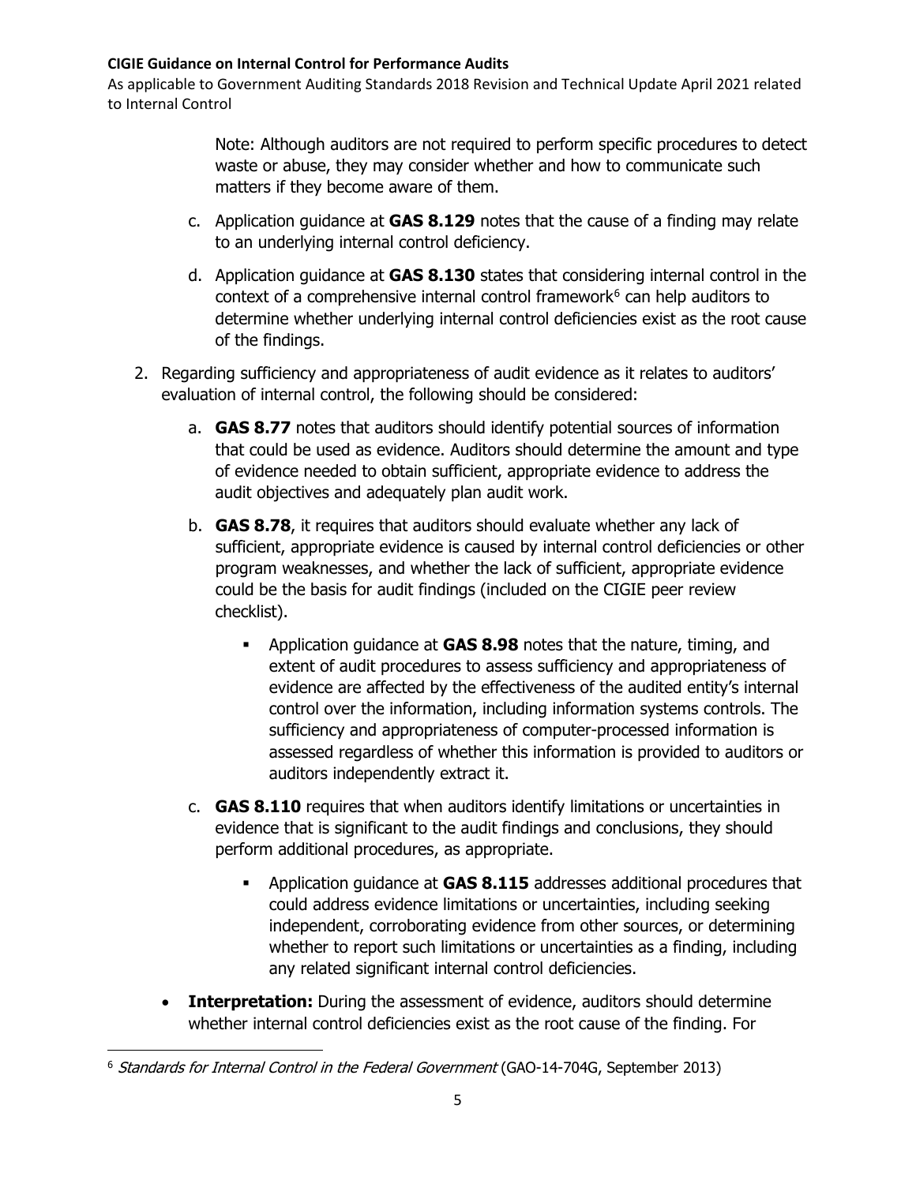Note: Although auditors are not required to perform specific procedures to detect waste or abuse, they may consider whether and how to communicate such matters if they become aware of them.

c. Application guidance at **GAS 8.129** notes that the cause of a finding may relate to an underlying internal control deficiency.

d. Application guidance at **GAS 8.130** states that considering internal control in the context of a comprehensive internal control framework[6] can help auditors to determine whether underlying internal control deficiencies exist as the root cause of the findings.

2. Regarding sufficiency and appropriateness of audit evidence as it relates to auditors' evaluation of internal control, the following should be considered:

   a. **GAS 8.77** notes that auditors should identify potential sources of information that could be used as evidence. Auditors should determine the amount and type of evidence needed to obtain sufficient, appropriate evidence to address the audit objectives and adequately plan audit work.

   b. **GAS 8.78**, it requires that auditors should evaluate whether any lack of sufficient, appropriate evidence is caused by internal control deficiencies or other program weaknesses, and whether the lack of sufficient, appropriate evidence could be the basis for audit findings (included on the CIGIE peer review checklist).

      - Application guidance at **GAS 8.98** notes that the nature, timing, and extent of audit procedures to assess sufficiency and appropriateness of evidence are affected by the effectiveness of the audited entity's internal control over the information, including information systems controls. The sufficiency and appropriateness of computer-processed information is assessed regardless of whether this information is provided to auditors or auditors independently extract it.

   c. **GAS 8.110** requires that when auditors identify limitations or uncertainties in evidence that is significant to the audit findings and conclusions, they should perform additional procedures, as appropriate.

      - Application guidance at **GAS 8.115** addresses additional procedures that could address evidence limitations or uncertainties, including seeking independent, corroborating evidence from other sources, or determining whether to report such limitations or uncertainties as a finding, including any related significant internal control deficiencies.

- **Interpretation:** During the assessment of evidence, auditors should determine whether internal control deficiencies exist as the root cause of the finding. For

---

[6] *Standards for Internal Control in the Federal Government* (GAO-14-704G, September 2013)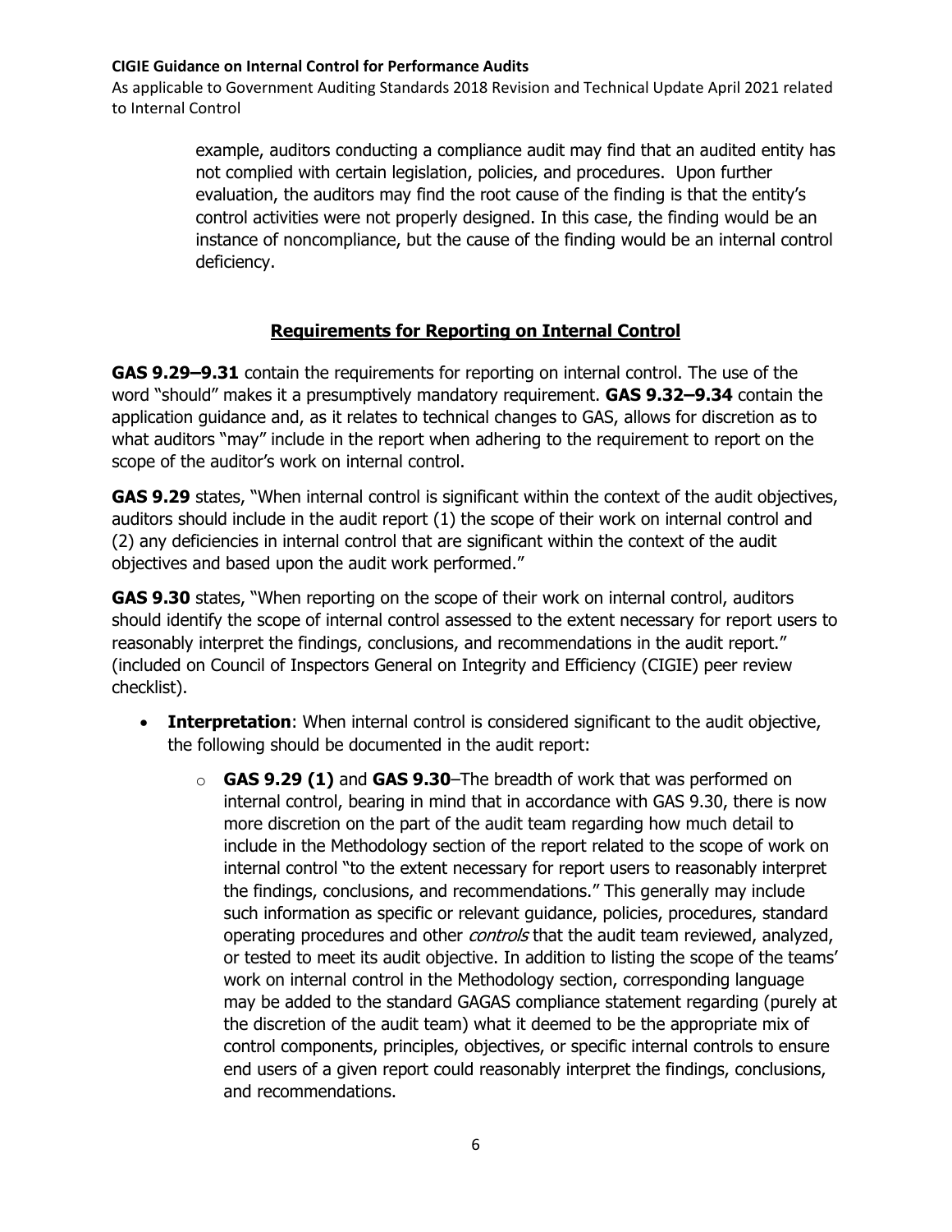example, auditors conducting a compliance audit may find that an audited entity has not complied with certain legislation, policies, and procedures. Upon further evaluation, the auditors may find the root cause of the finding is that the entity's control activities were not properly designed. In this case, the finding would be an instance of noncompliance, but the cause of the finding would be an internal control deficiency.

## Requirements for Reporting on Internal Control

**GAS 9.29–9.31** contain the requirements for reporting on internal control. The use of the word "should" makes it a presumptively mandatory requirement. **GAS 9.32–9.34** contain the application guidance and, as it relates to technical changes to GAS, allows for discretion as to what auditors "may" include in the report when adhering to the requirement to report on the scope of the auditor's work on internal control.

**GAS 9.29** states, "When internal control is significant within the context of the audit objectives, auditors should include in the audit report (1) the scope of their work on internal control and (2) any deficiencies in internal control that are significant within the context of the audit objectives and based upon the audit work performed."

**GAS 9.30** states, "When reporting on the scope of their work on internal control, auditors should identify the scope of internal control assessed to the extent necessary for report users to reasonably interpret the findings, conclusions, and recommendations in the audit report." (included on Council of Inspectors General on Integrity and Efficiency (CIGIE) peer review checklist).

- **Interpretation**: When internal control is considered significant to the audit objective, the following should be documented in the audit report:
  - **GAS 9.29 (1)** and **GAS 9.30**–The breadth of work that was performed on internal control, bearing in mind that in accordance with GAS 9.30, there is now more discretion on the part of the audit team regarding how much detail to include in the Methodology section of the report related to the scope of work on internal control "to the extent necessary for report users to reasonably interpret the findings, conclusions, and recommendations." This generally may include such information as specific or relevant guidance, policies, procedures, standard operating procedures and other *controls* that the audit team reviewed, analyzed, or tested to meet its audit objective. In addition to listing the scope of the teams' work on internal control in the Methodology section, corresponding language may be added to the standard GAGAS compliance statement regarding (purely at the discretion of the audit team) what it deemed to be the appropriate mix of control components, principles, objectives, or specific internal controls to ensure end users of a given report could reasonably interpret the findings, conclusions, and recommendations.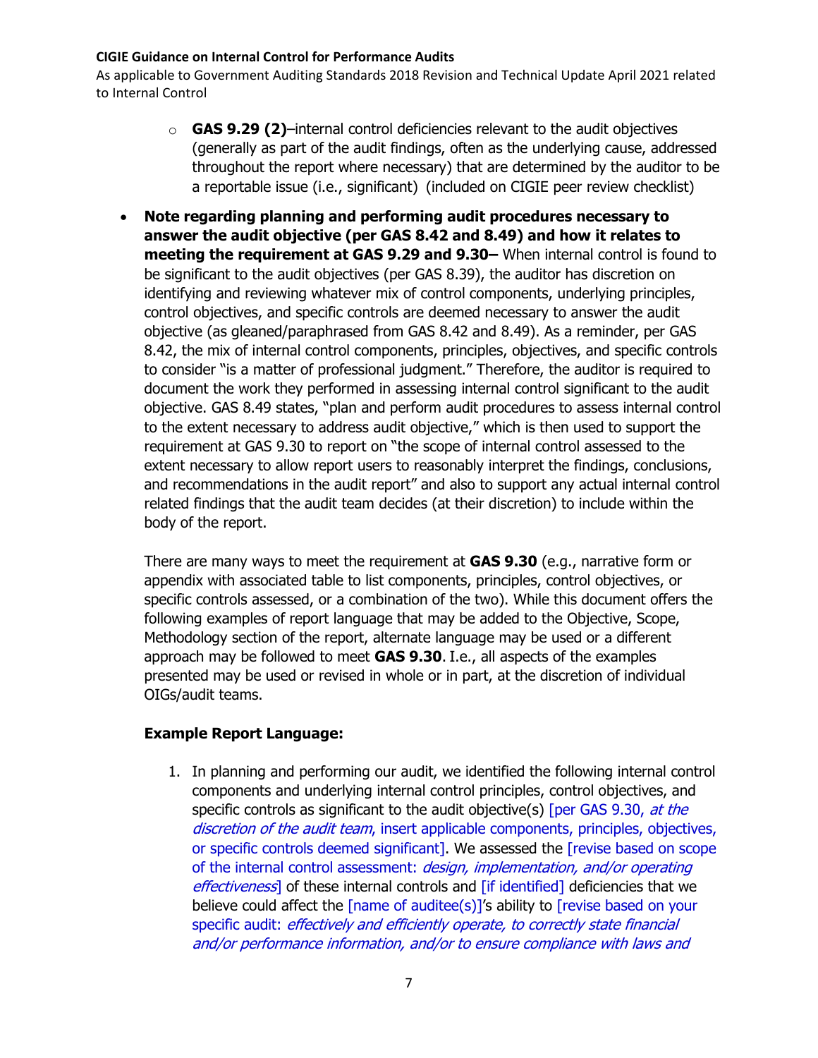- **GAS 9.29 (2)**–internal control deficiencies relevant to the audit objectives (generally as part of the audit findings, often as the underlying cause, addressed throughout the report where necessary) that are determined by the auditor to be a reportable issue (i.e., significant) (included on CIGIE peer review checklist)

- **Note regarding planning and performing audit procedures necessary to answer the audit objective (per GAS 8.42 and 8.49) and how it relates to meeting the requirement at GAS 9.29 and 9.30–** When internal control is found to be significant to the audit objectives (per GAS 8.39), the auditor has discretion on identifying and reviewing whatever mix of control components, underlying principles, control objectives, and specific controls are deemed necessary to answer the audit objective (as gleaned/paraphrased from GAS 8.42 and 8.49). As a reminder, per GAS 8.42, the mix of internal control components, principles, objectives, and specific controls to consider "is a matter of professional judgment." Therefore, the auditor is required to document the work they performed in assessing internal control significant to the audit objective. GAS 8.49 states, "plan and perform audit procedures to assess internal control to the extent necessary to address audit objective," which is then used to support the requirement at GAS 9.30 to report on "the scope of internal control assessed to the extent necessary to allow report users to reasonably interpret the findings, conclusions, and recommendations in the audit report" and also to support any actual internal control related findings that the audit team decides (at their discretion) to include within the body of the report.

  There are many ways to meet the requirement at **GAS 9.30** (e.g., narrative form or appendix with associated table to list components, principles, control objectives, or specific controls assessed, or a combination of the two). While this document offers the following examples of report language that may be added to the Objective, Scope, Methodology section of the report, alternate language may be used or a different approach may be followed to meet **GAS 9.30**. I.e., all aspects of the examples presented may be used or revised in whole or in part, at the discretion of individual OIGs/audit teams.

  **Example Report Language:**

  1. In planning and performing our audit, we identified the following internal control components and underlying internal control principles, control objectives, and specific controls as significant to the audit objective(s) [per GAS 9.30, *at the discretion of the audit team*, insert applicable components, principles, objectives, or specific controls deemed significant]. We assessed the [revise based on scope of the internal control assessment: *design, implementation, and/or operating effectiveness*] of these internal controls and [if identified] deficiencies that we believe could affect the [name of auditee(s)]'s ability to [revise based on your specific audit: *effectively and efficiently operate, to correctly state financial and/or performance information, and/or to ensure compliance with laws and*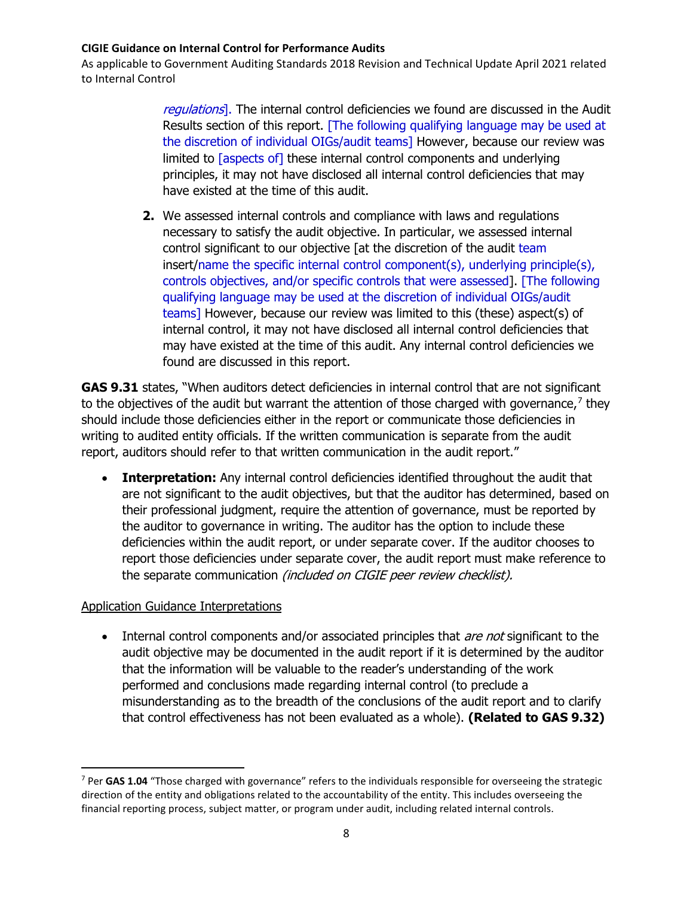*regulations*]. The internal control deficiencies we found are discussed in the Audit Results section of this report. [The following qualifying language may be used at the discretion of individual OIGs/audit teams] However, because our review was limited to [aspects of] these internal control components and underlying principles, it may not have disclosed all internal control deficiencies that may have existed at the time of this audit.

2. We assessed internal controls and compliance with laws and regulations necessary to satisfy the audit objective. In particular, we assessed internal control significant to our objective [at the discretion of the audit team insert/name the specific internal control component(s), underlying principle(s), controls objectives, and/or specific controls that were assessed]. [The following qualifying language may be used at the discretion of individual OIGs/audit teams] However, because our review was limited to this (these) aspect(s) of internal control, it may not have disclosed all internal control deficiencies that may have existed at the time of this audit. Any internal control deficiencies we found are discussed in this report.

**GAS 9.31** states, "When auditors detect deficiencies in internal control that are not significant to the objectives of the audit but warrant the attention of those charged with governance,[7] they should include those deficiencies either in the report or communicate those deficiencies in writing to audited entity officials. If the written communication is separate from the audit report, auditors should refer to that written communication in the audit report."

- **Interpretation:** Any internal control deficiencies identified throughout the audit that are not significant to the audit objectives, but that the auditor has determined, based on their professional judgment, require the attention of governance, must be reported by the auditor to governance in writing. The auditor has the option to include these deficiencies within the audit report, or under separate cover. If the auditor chooses to report those deficiencies under separate cover, the audit report must make reference to the separate communication *(included on CIGIE peer review checklist).*

Application Guidance Interpretations

- Internal control components and/or associated principles that *are not* significant to the audit objective may be documented in the audit report if it is determined by the auditor that the information will be valuable to the reader's understanding of the work performed and conclusions made regarding internal control (to preclude a misunderstanding as to the breadth of the conclusions of the audit report and to clarify that control effectiveness has not been evaluated as a whole). **(Related to GAS 9.32)**

[7] Per **GAS 1.04** "Those charged with governance" refers to the individuals responsible for overseeing the strategic direction of the entity and obligations related to the accountability of the entity. This includes overseeing the financial reporting process, subject matter, or program under audit, including related internal controls.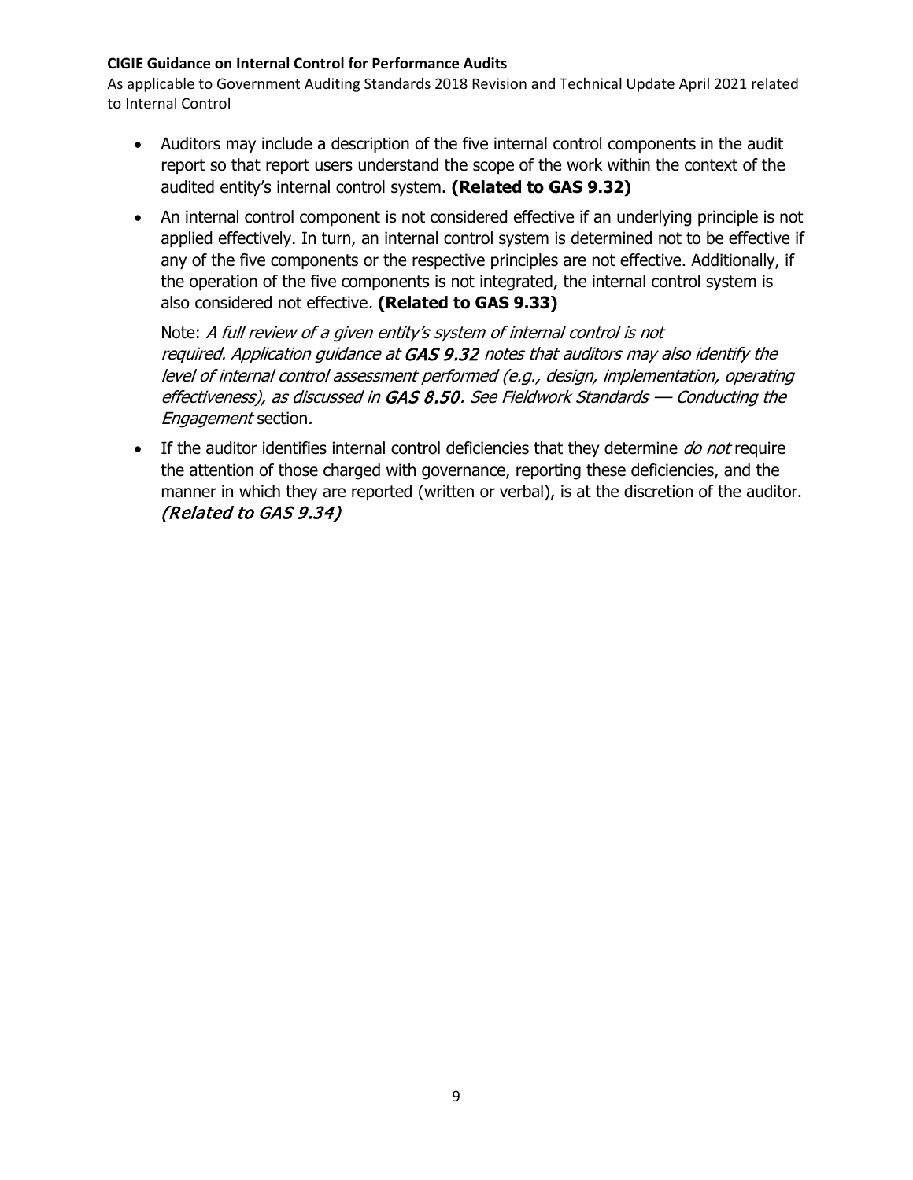- Auditors may include a description of the five internal control components in the audit report so that report users understand the scope of the work within the context of the audited entity's internal control system. **(Related to GAS 9.32)**
- An internal control component is not considered effective if an underlying principle is not applied effectively. In turn, an internal control system is determined not to be effective if any of the five components or the respective principles are not effective. Additionally, if the operation of the five components is not integrated, the internal control system is also considered not effective. **(Related to GAS 9.33)**

  Note: *A full review of a given entity's system of internal control is not required. Application guidance at GAS 9.32 notes that auditors may also identify the level of internal control assessment performed (e.g., design, implementation, operating effectiveness), as discussed in GAS 8.50. See Fieldwork Standards — Conducting the Engagement* section.
- If the auditor identifies internal control deficiencies that they determine *do not* require the attention of those charged with governance, reporting these deficiencies, and the manner in which they are reported (written or verbal), is at the discretion of the auditor. *(Related to GAS 9.34)*